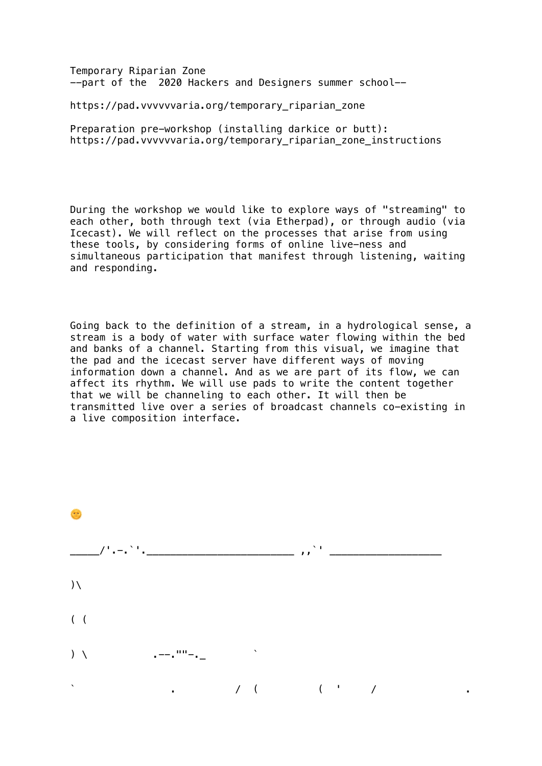Temporary Riparian Zone
--part of the  2020 Hackers and Designers summer school--

https://pad.vvvvvvaria.org/temporary_riparian_zone

Preparation pre-workshop (installing darkice or butt):
https://pad.vvvvvvaria.org/temporary_riparian_zone_instructions

During the workshop we would like to explore ways of "streaming" to each other, both through text (via Etherpad), or through audio (via Icecast). We will reflect on the processes that arise from using these tools, by considering forms of online live-ness and simultaneous participation that manifest through listening, waiting and responding.

Going back to the definition of a stream, in a hydrological sense, a stream is a body of water with surface water flowing within the bed and banks of a channel. Starting from this visual, we imagine that the pad and the icecast server have different ways of moving information down a channel. And as we are part of its flow, we can affect its rhythm. We will use pads to write the content together that we will be channeling to each other. It will then be transmitted live over a series of broadcast channels co-existing in a live composition interface.

🌞

```
_____/'.-.`'.________________________ ,,`' __________________

)\

( (

) \           .--.""-._         `

`                .          /  (          (  '     /              .
```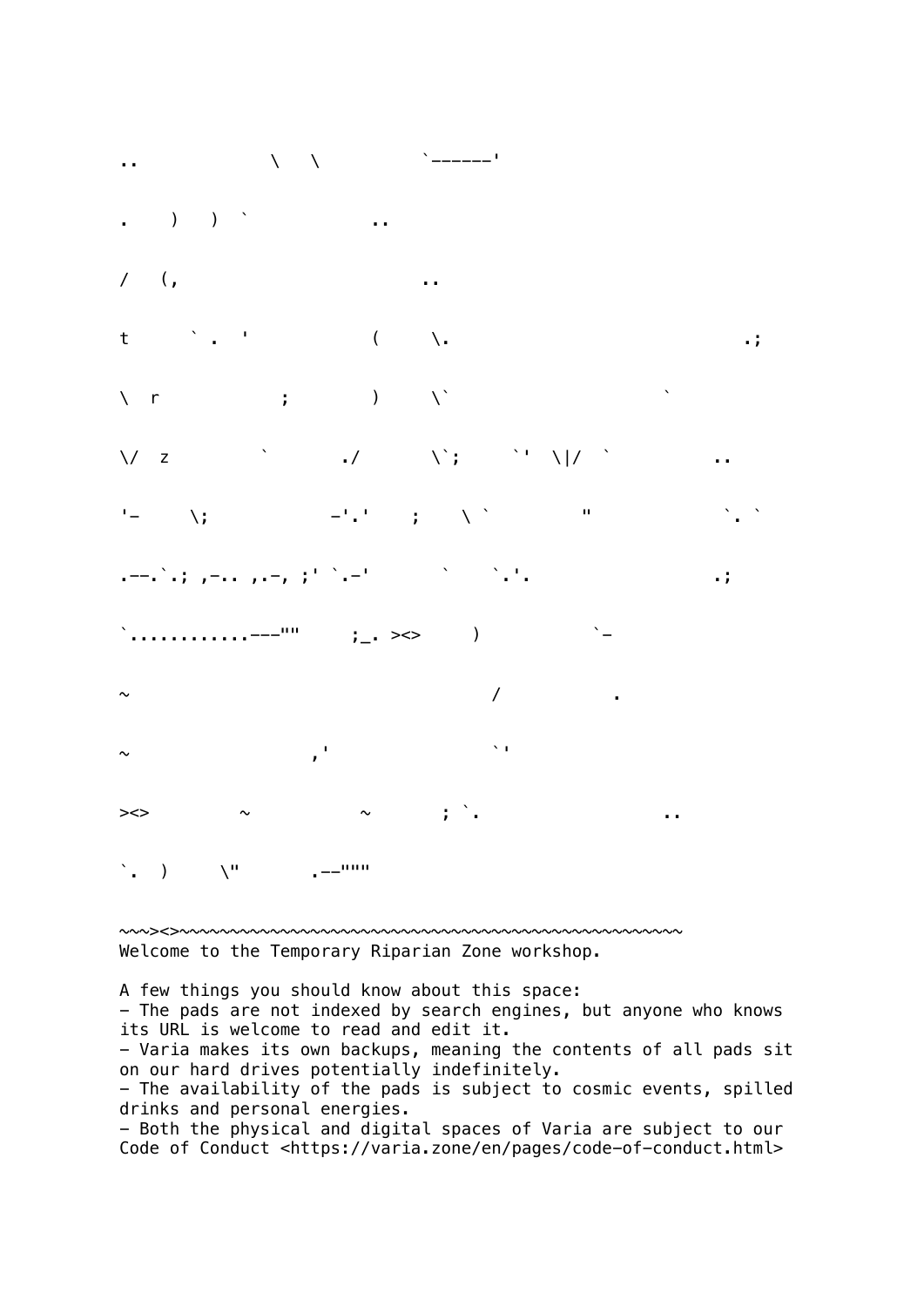```
..              \   \           `------'

.    )   )  `              ..

/   (,                         ..

t       ` .  '             (     \.                              .;

\  r             ;         )     \`                    `

\/  z          `        ./       \`;      `'  \|/  `           ..

'-      \;             -'.'    ;    \ `          "             `. `

.--.`.; ,-.. ,.-, ;' `.-'        `    `.'.                  .;

`...........---""     ;_. ><>     )            `-

~                                     /           .

~                   ,'                `'

><>         ~           ~       ; `.                  ..

`.  )     \"       .--"""
```

~~~><>~~~~~~~~~~~~~~~~~~~~~~~~~~~~~~~~~~~~~~~~~~~~~~~~~~~~~~

Welcome to the Temporary Riparian Zone workshop.

A few things you should know about this space:

- The pads are not indexed by search engines, but anyone who knows its URL is welcome to read and edit it.
- Varia makes its own backups, meaning the contents of all pads sit on our hard drives potentially indefinitely.
- The availability of the pads is subject to cosmic events, spilled drinks and personal energies.
- Both the physical and digital spaces of Varia are subject to our Code of Conduct <https://varia.zone/en/pages/code-of-conduct.html>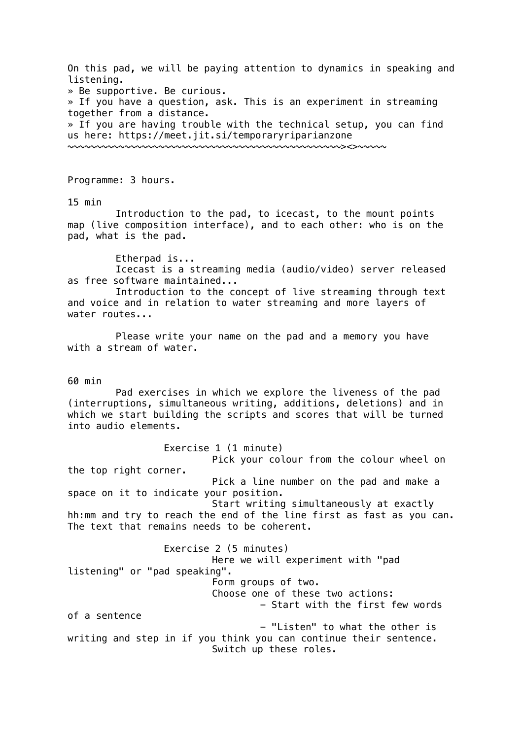On this pad, we will be paying attention to dynamics in speaking and listening.

» Be supportive. Be curious.

» If you have a question, ask. This is an experiment in streaming together from a distance.

» If you are having trouble with the technical setup, you can find us here: https://meet.jit.si/temporaryriparianzone

~~~~~~~~~~~~~~~~~~~~~~~~~~~~~~~~~~~~~~~~~~~~~~~~~~~~><>~~~~~

Programme: 3 hours.

15 min

Introduction to the pad, to icecast, to the mount points map (live composition interface), and to each other: who is on the pad, what is the pad.

Etherpad is...

Icecast is a streaming media (audio/video) server released as free software maintained...

Introduction to the concept of live streaming through text and voice and in relation to water streaming and more layers of water routes...

Please write your name on the pad and a memory you have with a stream of water.

60 min

Pad exercises in which we explore the liveness of the pad (interruptions, simultaneous writing, additions, deletions) and in which we start building the scripts and scores that will be turned into audio elements.

Exercise 1 (1 minute)

Pick your colour from the colour wheel on the top right corner.

Pick a line number on the pad and make a space on it to indicate your position.

Start writing simultaneously at exactly hh:mm and try to reach the end of the line first as fast as you can. The text that remains needs to be coherent.

Exercise 2 (5 minutes)

Here we will experiment with "pad listening" or "pad speaking".

Form groups of two.

Choose one of these two actions:

- Start with the first few words of a sentence
- "Listen" to what the other is writing and step in if you think you can continue their sentence.

Switch up these roles.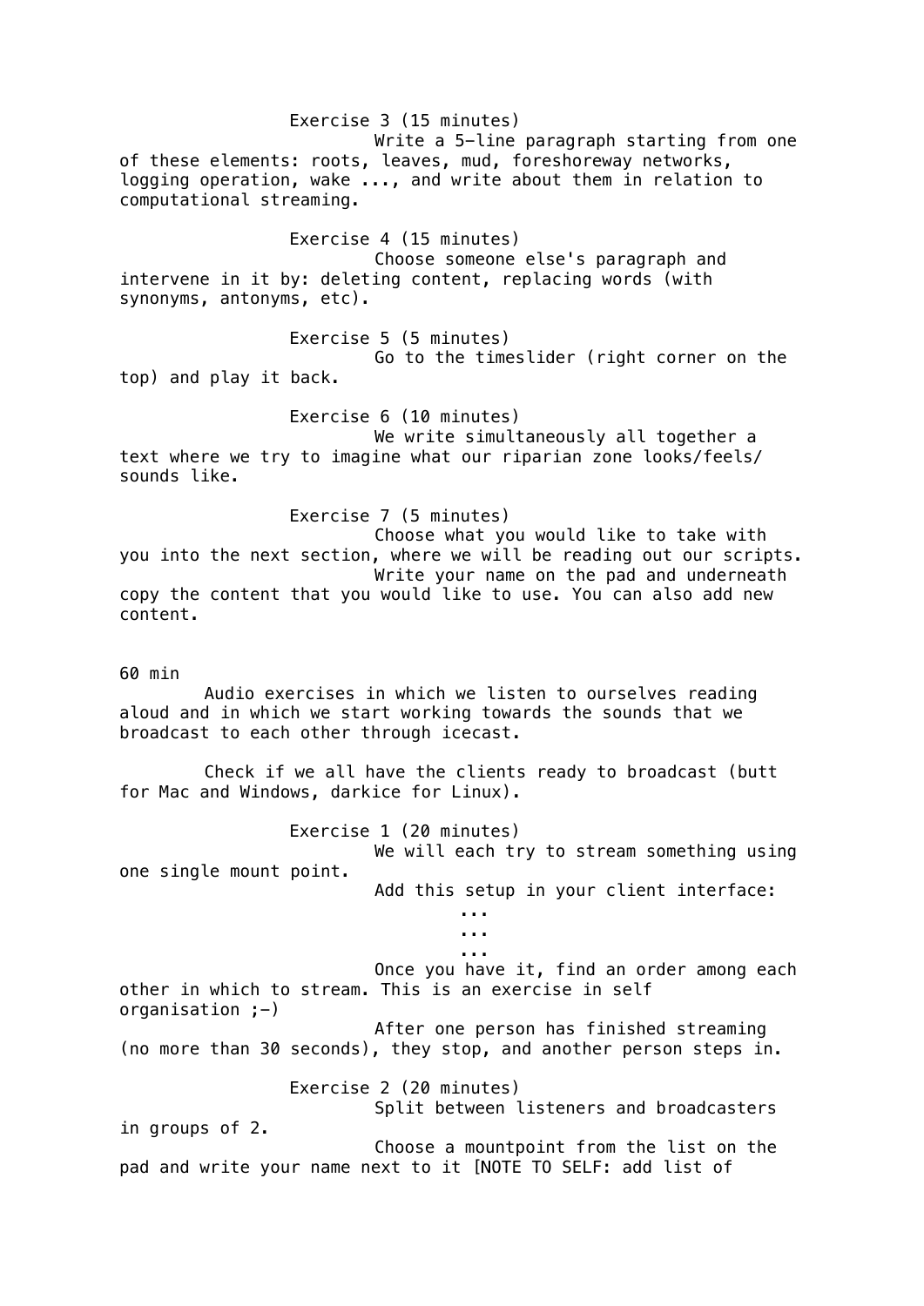Exercise 3 (15 minutes)

Write a 5-line paragraph starting from one of these elements: roots, leaves, mud, foreshoreway networks, logging operation, wake ..., and write about them in relation to computational streaming.

Exercise 4 (15 minutes)

Choose someone else's paragraph and intervene in it by: deleting content, replacing words (with synonyms, antonyms, etc).

Exercise 5 (5 minutes)

Go to the timeslider (right corner on the top) and play it back.

Exercise 6 (10 minutes)

We write simultaneously all together a text where we try to imagine what our riparian zone looks/feels/sounds like.

Exercise 7 (5 minutes)

Choose what you would like to take with you into the next section, where we will be reading out our scripts.

Write your name on the pad and underneath copy the content that you would like to use. You can also add new content.

60 min

Audio exercises in which we listen to ourselves reading aloud and in which we start working towards the sounds that we broadcast to each other through icecast.

Check if we all have the clients ready to broadcast (butt for Mac and Windows, darkice for Linux).

Exercise 1 (20 minutes)

We will each try to stream something using one single mount point.

Add this setup in your client interface:

...
...
...

Once you have it, find an order among each other in which to stream. This is an exercise in self organisation ;-)

After one person has finished streaming (no more than 30 seconds), they stop, and another person steps in.

Exercise 2 (20 minutes)

Split between listeners and broadcasters in groups of 2.

Choose a mountpoint from the list on the pad and write your name next to it [NOTE TO SELF: add list of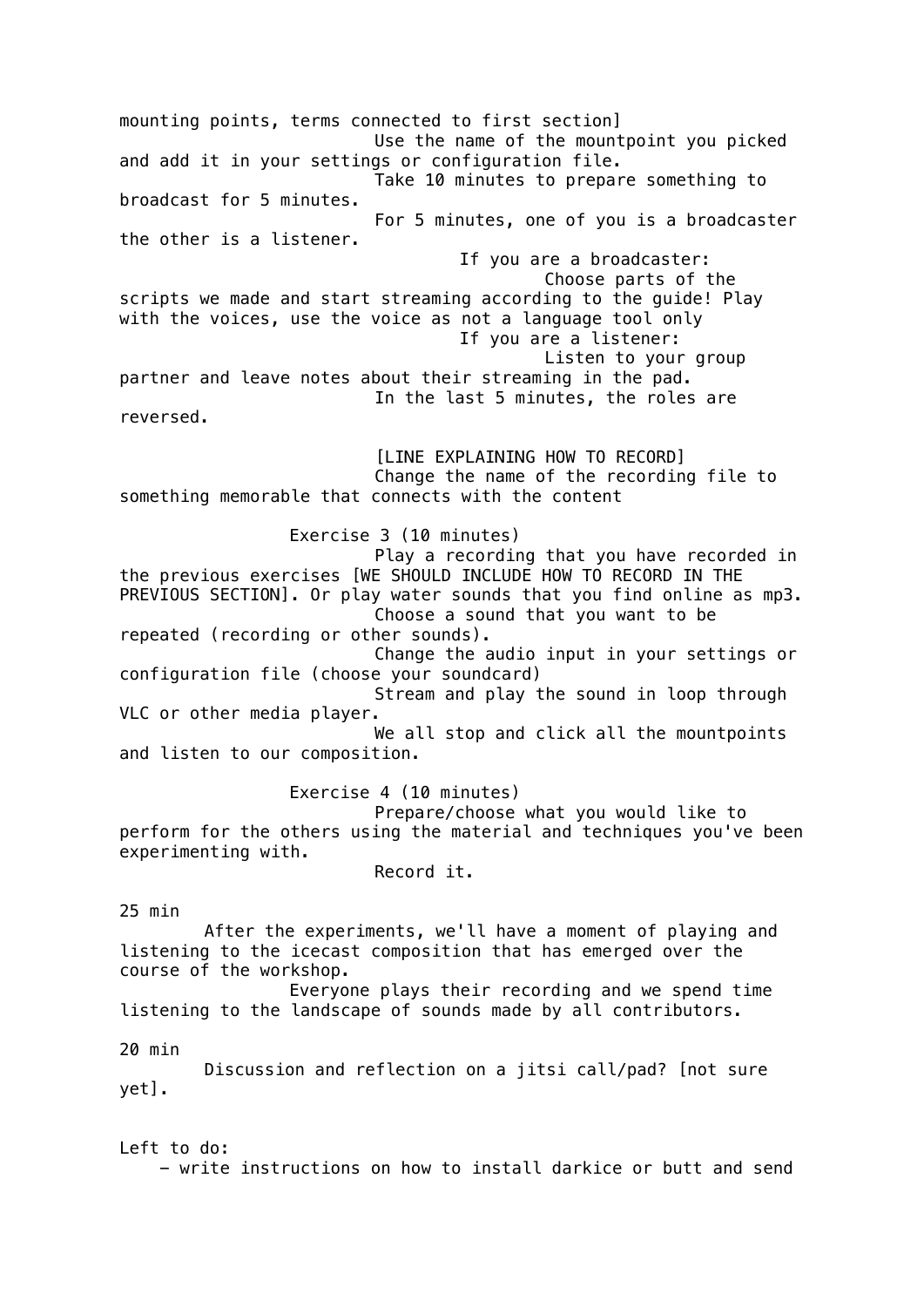mounting points, terms connected to first section]

Use the name of the mountpoint you picked and add it in your settings or configuration file.

Take 10 minutes to prepare something to broadcast for 5 minutes.

For 5 minutes, one of you is a broadcaster the other is a listener.

- If you are a broadcaster:
  - Choose parts of the scripts we made and start streaming according to the guide! Play with the voices, use the voice as not a language tool only
- If you are a listener:
  - Listen to your group partner and leave notes about their streaming in the pad.

In the last 5 minutes, the roles are reversed.

[LINE EXPLAINING HOW TO RECORD]

Change the name of the recording file to something memorable that connects with the content

Exercise 3 (10 minutes)

Play a recording that you have recorded in the previous exercises [WE SHOULD INCLUDE HOW TO RECORD IN THE PREVIOUS SECTION]. Or play water sounds that you find online as mp3.

Choose a sound that you want to be repeated (recording or other sounds).

Change the audio input in your settings or configuration file (choose your soundcard)

Stream and play the sound in loop through VLC or other media player.

We all stop and click all the mountpoints and listen to our composition.

Exercise 4 (10 minutes)

Prepare/choose what you would like to perform for the others using the material and techniques you've been experimenting with.

Record it.

25 min

After the experiments, we'll have a moment of playing and listening to the icecast composition that has emerged over the course of the workshop.

Everyone plays their recording and we spend time listening to the landscape of sounds made by all contributors.

20 min

Discussion and reflection on a jitsi call/pad? [not sure yet].

Left to do:

- write instructions on how to install darkice or butt and send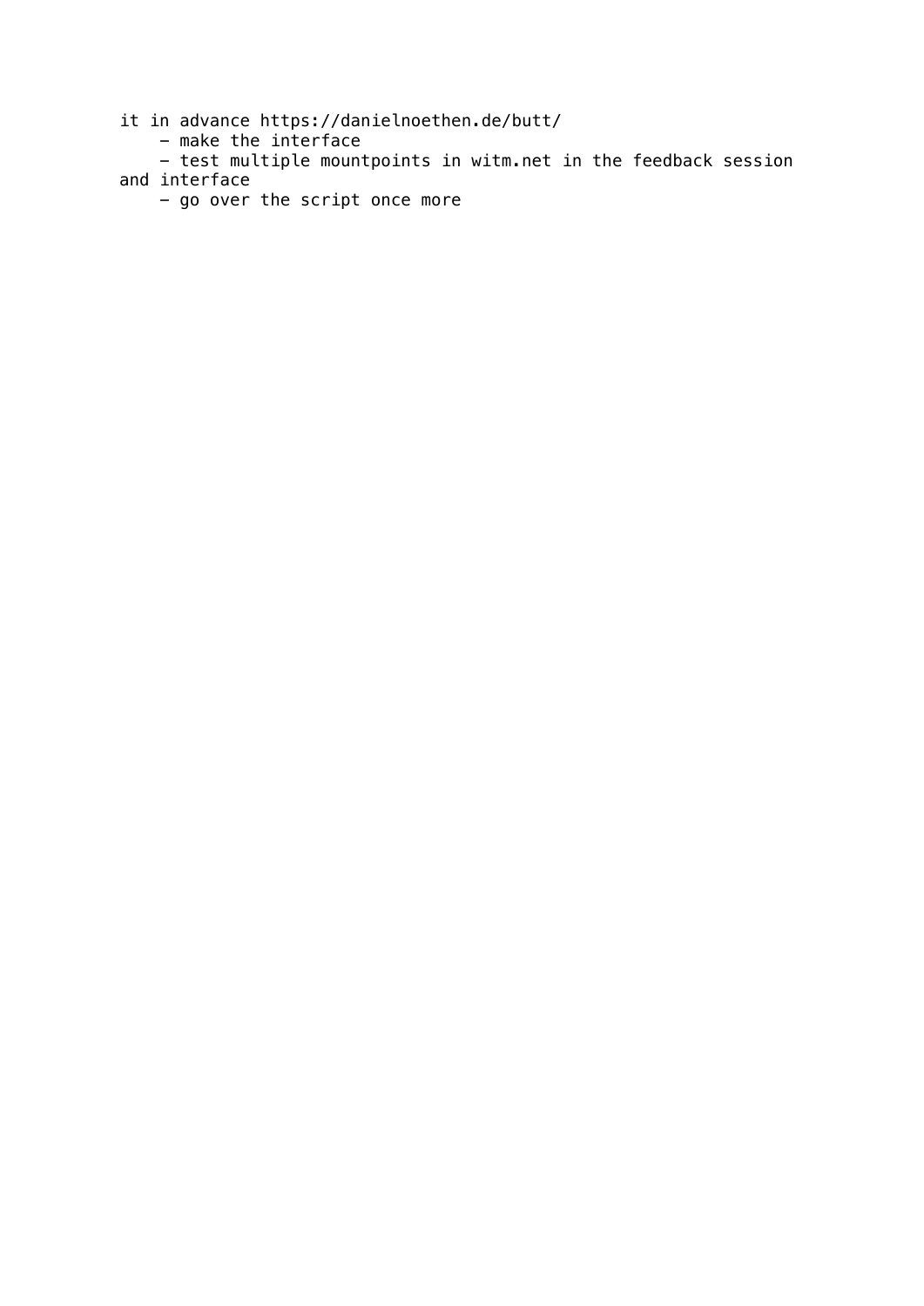it in advance https://danielnoethen.de/butt/

- make the interface
- test multiple mountpoints in witm.net in the feedback session and interface
- go over the script once more